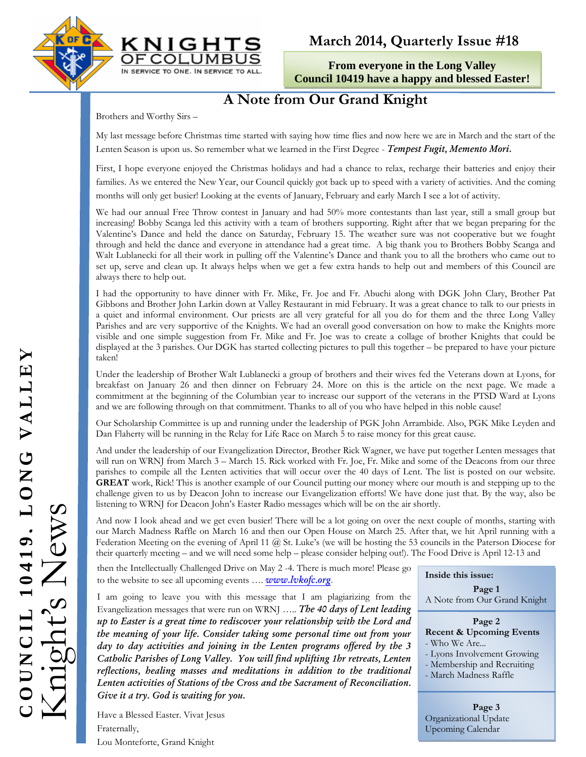**KNIGHTS OF COLUMBUS**
IN SERVICE TO ONE. IN SERVICE TO ALL.

# COUNCIL 10419. LONG VALLEY Knight's News

## March 2014, Quarterly Issue #18

**From everyone in the Long Valley Council 10419 have a happy and blessed Easter!**

## A Note from Our Grand Knight

Brothers and Worthy Sirs –

My last message before Christmas time started with saying how time flies and now here we are in March and the start of the Lenten Season is upon us. So remember what we learned in the First Degree - ***Tempest Fugit, Memento Mori.***

First, I hope everyone enjoyed the Christmas holidays and had a chance to relax, recharge their batteries and enjoy their families. As we entered the New Year, our Council quickly got back up to speed with a variety of activities. And the coming months will only get busier! Looking at the events of January, February and early March I see a lot of activity.

We had our annual Free Throw contest in January and had 50% more contestants than last year, still a small group but increasing! Bobby Scanga led this activity with a team of brothers supporting. Right after that we began preparing for the Valentine's Dance and held the dance on Saturday, February 15. The weather sure was not cooperative but we fought through and held the dance and everyone in attendance had a great time. A big thank you to Brothers Bobby Scanga and Walt Lublanecki for all their work in pulling off the Valentine's Dance and thank you to all the brothers who came out to set up, serve and clean up. It always helps when we get a few extra hands to help out and members of this Council are always there to help out.

I had the opportunity to have dinner with Fr. Mike, Fr. Joe and Fr. Abuchi along with DGK John Clary, Brother Pat Gibbons and Brother John Larkin down at Valley Restaurant in mid February. It was a great chance to talk to our priests in a quiet and informal environment. Our priests are all very grateful for all you do for them and the three Long Valley Parishes and are very supportive of the Knights. We had an overall good conversation on how to make the Knights more visible and one simple suggestion from Fr. Mike and Fr. Joe was to create a collage of brother Knights that could be displayed at the 3 parishes. Our DGK has started collecting pictures to pull this together – be prepared to have your picture taken!

Under the leadership of Brother Walt Lublanecki a group of brothers and their wives fed the Veterans down at Lyons, for breakfast on January 26 and then dinner on February 24. More on this is the article on the next page. We made a commitment at the beginning of the Columbian year to increase our support of the veterans in the PTSD Ward at Lyons and we are following through on that commitment. Thanks to all of you who have helped in this noble cause!

Our Scholarship Committee is up and running under the leadership of PGK John Arrambide. Also, PGK Mike Leyden and Dan Flaherty will be running in the Relay for Life Race on March 5 to raise money for this great cause.

And under the leadership of our Evangelization Director, Brother Rick Wagner, we have put together Lenten messages that will run on WRNJ from March 3 – March 15. Rick worked with Fr. Joe, Fr. Mike and some of the Deacons from our three parishes to compile all the Lenten activities that will occur over the 40 days of Lent. The list is posted on our website. **GREAT** work, Rick! This is another example of our Council putting our money where our mouth is and stepping up to the challenge given to us by Deacon John to increase our Evangelization efforts! We have done just that. By the way, also be listening to WRNJ for Deacon John's Easter Radio messages which will be on the air shortly.

And now I look ahead and we get even busier! There will be a lot going on over the next couple of months, starting with our March Madness Raffle on March 16 and then our Open House on March 25. After that, we hit April running with a Federation Meeting on the evening of April 11 @ St. Luke's (we will be hosting the 53 councils in the Paterson Diocese for their quarterly meeting – and we will need some help – please consider helping out!). The Food Drive is April 12-13 and then the Intellectually Challenged Drive on May 2 -4. There is much more! Please go to the website to see all upcoming events …. *www.lvkofc.org*.

I am going to leave you with this message that I am plagiarizing from the Evangelization messages that were run on WRNJ ….. ***The 40 days of Lent leading up to Easter is a great time to rediscover your relationship with the Lord and the meaning of your life. Consider taking some personal time out from your day to day activities and joining in the Lenten programs offered by the 3 Catholic Parishes of Long Valley. You will find uplifting 1hr retreats, Lenten reflections, healing masses and meditations in addition to the traditional Lenten activities of Stations of the Cross and the Sacrament of Reconciliation. Give it a try. God is waiting for you.***

Have a Blessed Easter. Vivat Jesus

Fraternally,

Lou Monteforte, Grand Knight

---

**Inside this issue:**

**Page 1**
A Note from Our Grand Knight

**Page 2**
**Recent & Upcoming Events**
- Who We Are...
- Lyons Involvement Growing
- Membership and Recruiting
- March Madness Raffle

**Page 3**
Organizational Update
Upcoming Calendar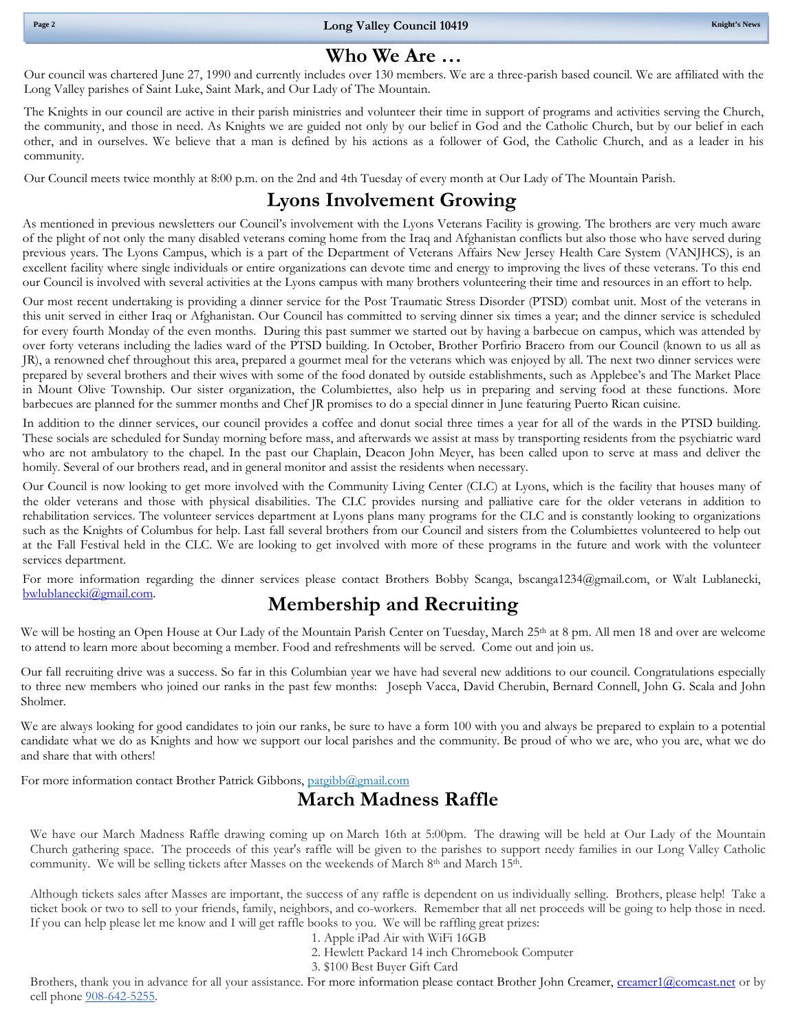## Who We Are …

Our council was chartered June 27, 1990 and currently includes over 130 members. We are a three-parish based council. We are affiliated with the Long Valley parishes of Saint Luke, Saint Mark, and Our Lady of The Mountain.

The Knights in our council are active in their parish ministries and volunteer their time in support of programs and activities serving the Church, the community, and those in need. As Knights we are guided not only by our belief in God and the Catholic Church, but by our belief in each other, and in ourselves. We believe that a man is defined by his actions as a follower of God, the Catholic Church, and as a leader in his community.

Our Council meets twice monthly at 8:00 p.m. on the 2nd and 4th Tuesday of every month at Our Lady of The Mountain Parish.

## Lyons Involvement Growing

As mentioned in previous newsletters our Council's involvement with the Lyons Veterans Facility is growing. The brothers are very much aware of the plight of not only the many disabled veterans coming home from the Iraq and Afghanistan conflicts but also those who have served during previous years. The Lyons Campus, which is a part of the Department of Veterans Affairs New Jersey Health Care System (VANJHCS), is an excellent facility where single individuals or entire organizations can devote time and energy to improving the lives of these veterans. To this end our Council is involved with several activities at the Lyons campus with many brothers volunteering their time and resources in an effort to help.

Our most recent undertaking is providing a dinner service for the Post Traumatic Stress Disorder (PTSD) combat unit. Most of the veterans in this unit served in either Iraq or Afghanistan. Our Council has committed to serving dinner six times a year; and the dinner service is scheduled for every fourth Monday of the even months. During this past summer we started out by having a barbecue on campus, which was attended by over forty veterans including the ladies ward of the PTSD building. In October, Brother Porfirio Bracero from our Council (known to us all as JR), a renowned chef throughout this area, prepared a gourmet meal for the veterans which was enjoyed by all. The next two dinner services were prepared by several brothers and their wives with some of the food donated by outside establishments, such as Applebee's and The Market Place in Mount Olive Township. Our sister organization, the Columbiettes, also help us in preparing and serving food at these functions. More barbecues are planned for the summer months and Chef JR promises to do a special dinner in June featuring Puerto Rican cuisine.

In addition to the dinner services, our council provides a coffee and donut social three times a year for all of the wards in the PTSD building. These socials are scheduled for Sunday morning before mass, and afterwards we assist at mass by transporting residents from the psychiatric ward who are not ambulatory to the chapel. In the past our Chaplain, Deacon John Meyer, has been called upon to serve at mass and deliver the homily. Several of our brothers read, and in general monitor and assist the residents when necessary.

Our Council is now looking to get more involved with the Community Living Center (CLC) at Lyons, which is the facility that houses many of the older veterans and those with physical disabilities. The CLC provides nursing and palliative care for the older veterans in addition to rehabilitation services. The volunteer services department at Lyons plans many programs for the CLC and is constantly looking to organizations such as the Knights of Columbus for help. Last fall several brothers from our Council and sisters from the Columbiettes volunteered to help out at the Fall Festival held in the CLC. We are looking to get involved with more of these programs in the future and work with the volunteer services department.

For more information regarding the dinner services please contact Brothers Bobby Scanga, bscanga1234@gmail.com, or Walt Lublanecki, bwlublanecki@gmail.com.

## Membership and Recruiting

We will be hosting an Open House at Our Lady of the Mountain Parish Center on Tuesday, March 25th at 8 pm. All men 18 and over are welcome to attend to learn more about becoming a member. Food and refreshments will be served. Come out and join us.

Our fall recruiting drive was a success. So far in this Columbian year we have had several new additions to our council. Congratulations especially to three new members who joined our ranks in the past few months: Joseph Vacca, David Cherubin, Bernard Connell, John G. Scala and John Sholmer.

We are always looking for good candidates to join our ranks, be sure to have a form 100 with you and always be prepared to explain to a potential candidate what we do as Knights and how we support our local parishes and the community. Be proud of who we are, who you are, what we do and share that with others!

For more information contact Brother Patrick Gibbons, patgibb@gmail.com

## March Madness Raffle

We have our March Madness Raffle drawing coming up on March 16th at 5:00pm. The drawing will be held at Our Lady of the Mountain Church gathering space. The proceeds of this year's raffle will be given to the parishes to support needy families in our Long Valley Catholic community. We will be selling tickets after Masses on the weekends of March 8th and March 15th.

Although tickets sales after Masses are important, the success of any raffle is dependent on us individually selling. Brothers, please help! Take a ticket book or two to sell to your friends, family, neighbors, and co-workers. Remember that all net proceeds will be going to help those in need. If you can help please let me know and I will get raffle books to you. We will be raffling great prizes:

1. Apple iPad Air with WiFi 16GB
2. Hewlett Packard 14 inch Chromebook Computer
3. $100 Best Buyer Gift Card

Brothers, thank you in advance for all your assistance. For more information please contact Brother John Creamer, creamer1@comcast.net or by cell phone 908-642-5255.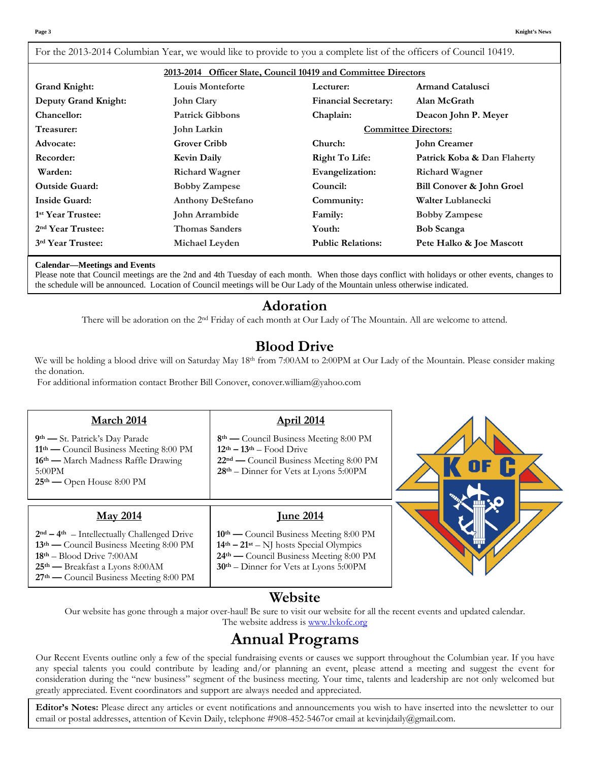For the 2013-2014 Columbian Year, we would like to provide to you a complete list of the officers of Council 10419.

| | | | |
|---|---|---|---|
| **2013-2014 Officer Slate, Council 10419 and Committee Directors** | | | |
| **Grand Knight:** | **Louis Monteforte** | **Lecturer:** | **Armand Catalusci** |
| **Deputy Grand Knight:** | **John Clary** | **Financial Secretary:** | **Alan McGrath** |
| **Chancellor:** | **Patrick Gibbons** | **Chaplain:** | **Deacon John P. Meyer** |
| **Treasurer:** | **John Larkin** | **Committee Directors:** | |
| **Advocate:** | **Grover Cribb** | **Church:** | **John Creamer** |
| **Recorder:** | **Kevin Daily** | **Right To Life:** | **Patrick Koba & Dan Flaherty** |
| **Warden:** | **Richard Wagner** | **Evangelization:** | **Richard Wagner** |
| **Outside Guard:** | **Bobby Zampese** | **Council:** | **Bill Conover & John Groel** |
| **Inside Guard:** | **Anthony DeStefano** | **Community:** | **Walter Lublanecki** |
| **1st Year Trustee:** | **John Arrambide** | **Family:** | **Bobby Zampese** |
| **2nd Year Trustee:** | **Thomas Sanders** | **Youth:** | **Bob Scanga** |
| **3rd Year Trustee:** | **Michael Leyden** | **Public Relations:** | **Pete Halko & Joe Mascott** |

**Calendar—Meetings and Events**

Please note that Council meetings are the 2nd and 4th Tuesday of each month. When those days conflict with holidays or other events, changes to the schedule will be announced. Location of Council meetings will be Our Lady of the Mountain unless otherwise indicated.

## Adoration

There will be adoration on the 2nd Friday of each month at Our Lady of The Mountain. All are welcome to attend.

## Blood Drive

We will be holding a blood drive will on Saturday May 18th from 7:00AM to 2:00PM at Our Lady of the Mountain. Please consider making the donation.

For additional information contact Brother Bill Conover, conover.william@yahoo.com

### March 2014

**9th —** St. Patrick's Day Parade
**11th —** Council Business Meeting 8:00 PM
**16th —** March Madness Raffle Drawing 5:00PM
**25th —** Open House 8:00 PM

### April 2014

**8th —** Council Business Meeting 8:00 PM
**12th – 13th** – Food Drive
**22nd —** Council Business Meeting 8:00 PM
**28th** – Dinner for Vets at Lyons 5:00PM

### May 2014

**2nd – 4th** – Intellectually Challenged Drive
**13th —** Council Business Meeting 8:00 PM
**18th** – Blood Drive 7:00AM
**25th —** Breakfast a Lyons 8:00AM
**27th —** Council Business Meeting 8:00 PM

### June 2014

**10th —** Council Business Meeting 8:00 PM
**14th – 21st** – NJ hosts Special Olympics
**24th —** Council Business Meeting 8:00 PM
**30th** – Dinner for Vets at Lyons 5:00PM

## Website

Our website has gone through a major over-haul! Be sure to visit our website for all the recent events and updated calendar. The website address is www.lvkofc.org

## Annual Programs

Our Recent Events outline only a few of the special fundraising events or causes we support throughout the Columbian year. If you have any special talents you could contribute by leading and/or planning an event, please attend a meeting and suggest the event for consideration during the "new business" segment of the business meeting. Your time, talents and leadership are not only welcomed but greatly appreciated. Event coordinators and support are always needed and appreciated.

**Editor's Notes:** Please direct any articles or event notifications and announcements you wish to have inserted into the newsletter to our email or postal addresses, attention of Kevin Daily, telephone #908-452-5467or email at kevinjdaily@gmail.com.